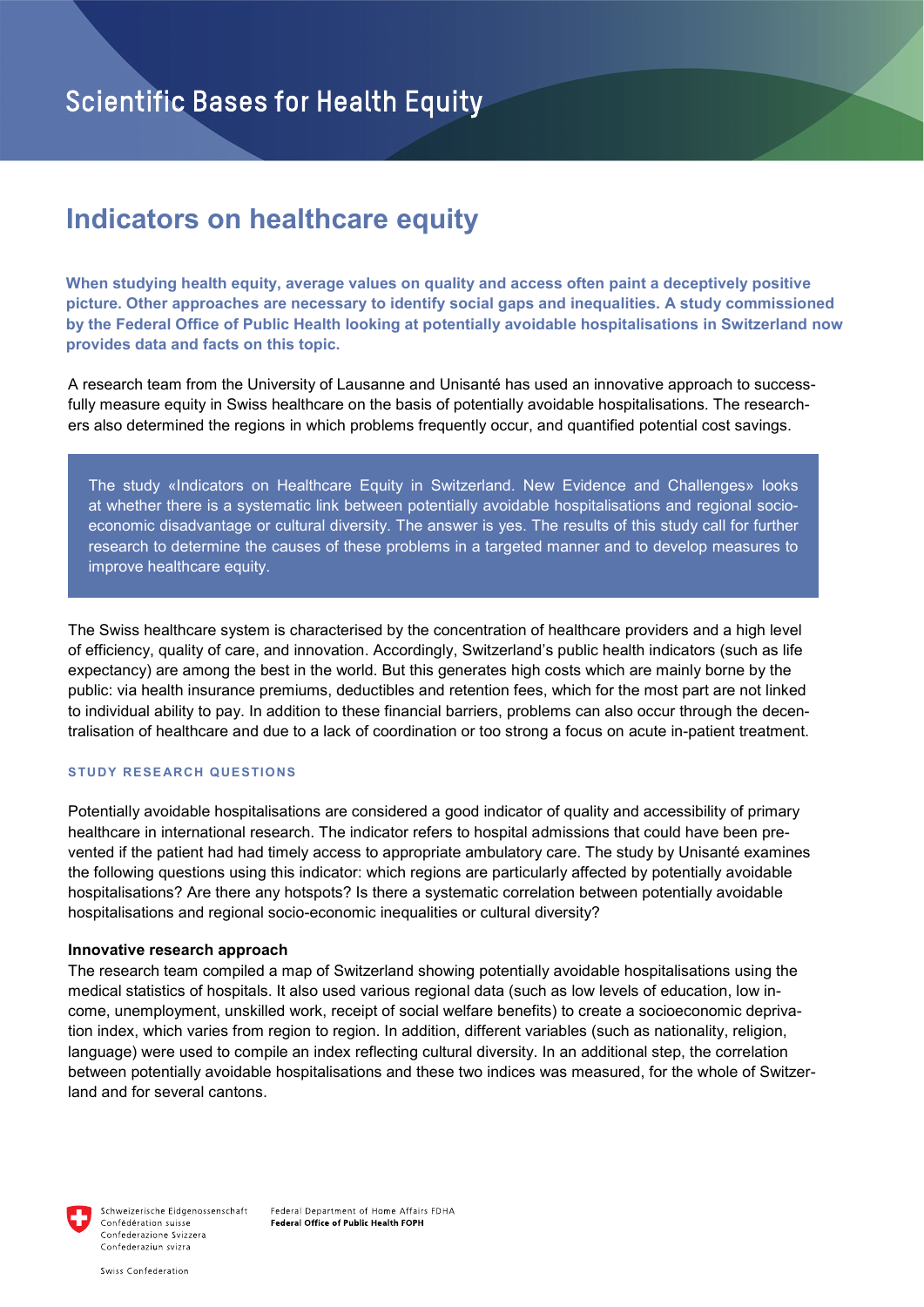Scientific Bases for Health Equity

# Indicators on healthcare equity

**When studying health equity, average values on quality and access often paint a deceptively positive picture. Other approaches are necessary to identify social gaps and inequalities. A study commissioned by the Federal Office of Public Health looking at potentially avoidable hospitalisations in Switzerland now provides data and facts on this topic.**

A research team from the University of Lausanne and Unisanté has used an innovative approach to successfully measure equity in Swiss healthcare on the basis of potentially avoidable hospitalisations. The researchers also determined the regions in which problems frequently occur, and quantified potential cost savings.

> The study «Indicators on Healthcare Equity in Switzerland. New Evidence and Challenges» looks at whether there is a systematic link between potentially avoidable hospitalisations and regional socio-economic disadvantage or cultural diversity. The answer is yes. The results of this study call for further research to determine the causes of these problems in a targeted manner and to develop measures to improve healthcare equity.

The Swiss healthcare system is characterised by the concentration of healthcare providers and a high level of efficiency, quality of care, and innovation. Accordingly, Switzerland's public health indicators (such as life expectancy) are among the best in the world. But this generates high costs which are mainly borne by the public: via health insurance premiums, deductibles and retention fees, which for the most part are not linked to individual ability to pay. In addition to these financial barriers, problems can also occur through the decentralisation of healthcare and due to a lack of coordination or too strong a focus on acute in-patient treatment.

## STUDY RESEARCH QUESTIONS

Potentially avoidable hospitalisations are considered a good indicator of quality and accessibility of primary healthcare in international research. The indicator refers to hospital admissions that could have been prevented if the patient had had timely access to appropriate ambulatory care. The study by Unisanté examines the following questions using this indicator: which regions are particularly affected by potentially avoidable hospitalisations? Are there any hotspots? Is there a systematic correlation between potentially avoidable hospitalisations and regional socio-economic inequalities or cultural diversity?

### Innovative research approach

The research team compiled a map of Switzerland showing potentially avoidable hospitalisations using the medical statistics of hospitals. It also used various regional data (such as low levels of education, low income, unemployment, unskilled work, receipt of social welfare benefits) to create a socioeconomic deprivation index, which varies from region to region. In addition, different variables (such as nationality, religion, language) were used to compile an index reflecting cultural diversity. In an additional step, the correlation between potentially avoidable hospitalisations and these two indices was measured, for the whole of Switzerland and for several cantons.

Schweizerische Eidgenossenschaft
Confédération suisse
Confederazione Svizzera
Confederaziun svizra

Swiss Confederation

Federal Department of Home Affairs FDHA
**Federal Office of Public Health FOPH**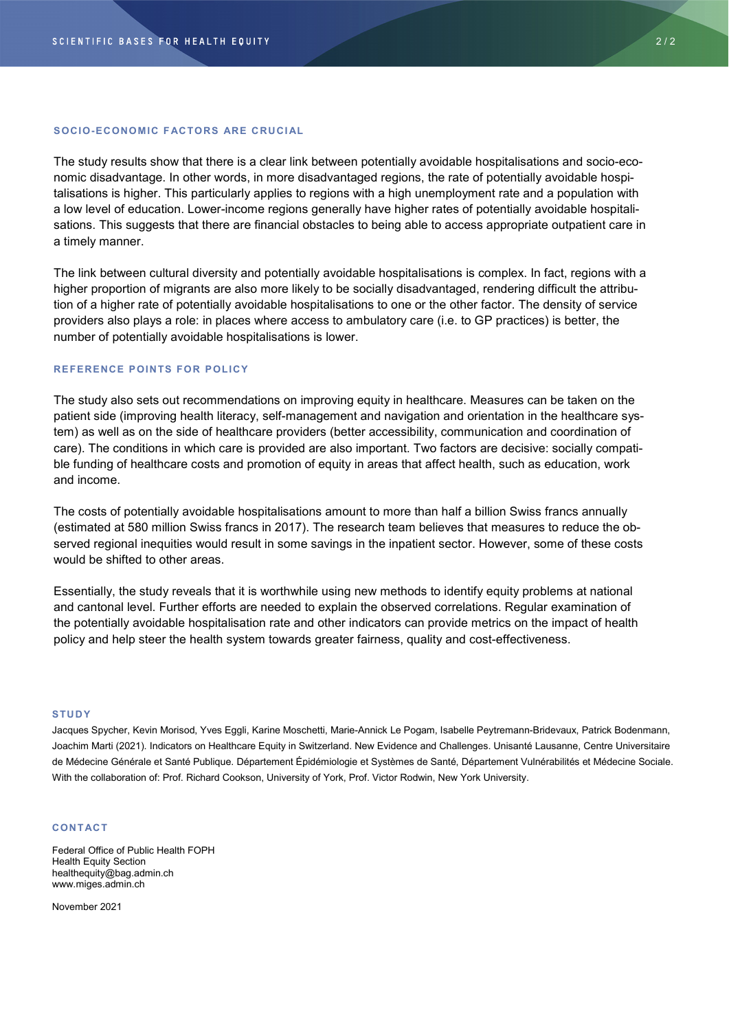## SOCIO-ECONOMIC FACTORS ARE CRUCIAL

The study results show that there is a clear link between potentially avoidable hospitalisations and socio-economic disadvantage. In other words, in more disadvantaged regions, the rate of potentially avoidable hospitalisations is higher. This particularly applies to regions with a high unemployment rate and a population with a low level of education. Lower-income regions generally have higher rates of potentially avoidable hospitalisations. This suggests that there are financial obstacles to being able to access appropriate outpatient care in a timely manner.

The link between cultural diversity and potentially avoidable hospitalisations is complex. In fact, regions with a higher proportion of migrants are also more likely to be socially disadvantaged, rendering difficult the attribution of a higher rate of potentially avoidable hospitalisations to one or the other factor. The density of service providers also plays a role: in places where access to ambulatory care (i.e. to GP practices) is better, the number of potentially avoidable hospitalisations is lower.

## REFERENCE POINTS FOR POLICY

The study also sets out recommendations on improving equity in healthcare. Measures can be taken on the patient side (improving health literacy, self-management and navigation and orientation in the healthcare system) as well as on the side of healthcare providers (better accessibility, communication and coordination of care). The conditions in which care is provided are also important. Two factors are decisive: socially compatible funding of healthcare costs and promotion of equity in areas that affect health, such as education, work and income.

The costs of potentially avoidable hospitalisations amount to more than half a billion Swiss francs annually (estimated at 580 million Swiss francs in 2017). The research team believes that measures to reduce the observed regional inequities would result in some savings in the inpatient sector. However, some of these costs would be shifted to other areas.

Essentially, the study reveals that it is worthwhile using new methods to identify equity problems at national and cantonal level. Further efforts are needed to explain the observed correlations. Regular examination of the potentially avoidable hospitalisation rate and other indicators can provide metrics on the impact of health policy and help steer the health system towards greater fairness, quality and cost-effectiveness.

## STUDY

Jacques Spycher, Kevin Morisod, Yves Eggli, Karine Moschetti, Marie-Annick Le Pogam, Isabelle Peytremann-Bridevaux, Patrick Bodenmann, Joachim Marti (2021). Indicators on Healthcare Equity in Switzerland. New Evidence and Challenges. Unisanté Lausanne, Centre Universitaire de Médecine Générale et Santé Publique. Département Épidémiologie et Systèmes de Santé, Département Vulnérabilités et Médecine Sociale. With the collaboration of: Prof. Richard Cookson, University of York, Prof. Victor Rodwin, New York University.

## CONTACT

Federal Office of Public Health FOPH
Health Equity Section
healthequity@bag.admin.ch
www.miges.admin.ch

November 2021